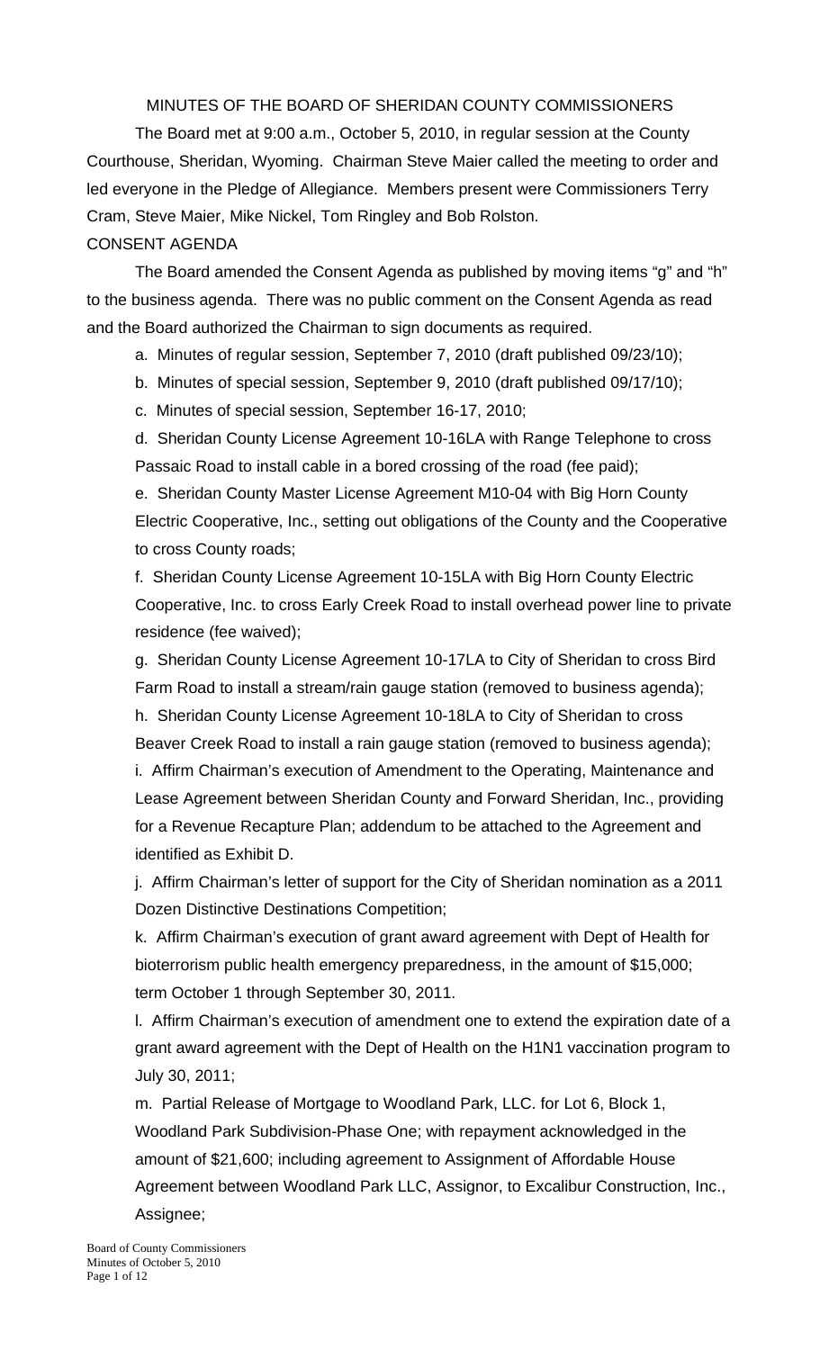MINUTES OF THE BOARD OF SHERIDAN COUNTY COMMISSIONERS

The Board met at 9:00 a.m., October 5, 2010, in regular session at the County Courthouse, Sheridan, Wyoming. Chairman Steve Maier called the meeting to order and led everyone in the Pledge of Allegiance. Members present were Commissioners Terry Cram, Steve Maier, Mike Nickel, Tom Ringley and Bob Rolston.

CONSENT AGENDA

The Board amended the Consent Agenda as published by moving items "g" and "h" to the business agenda. There was no public comment on the Consent Agenda as read and the Board authorized the Chairman to sign documents as required.

a. Minutes of regular session, September 7, 2010 (draft published 09/23/10);

b. Minutes of special session, September 9, 2010 (draft published 09/17/10);

c. Minutes of special session, September 16-17, 2010;

d. Sheridan County License Agreement 10-16LA with Range Telephone to cross Passaic Road to install cable in a bored crossing of the road (fee paid);

e. Sheridan County Master License Agreement M10-04 with Big Horn County Electric Cooperative, Inc., setting out obligations of the County and the Cooperative to cross County roads;

f. Sheridan County License Agreement 10-15LA with Big Horn County Electric Cooperative, Inc. to cross Early Creek Road to install overhead power line to private residence (fee waived);

g. Sheridan County License Agreement 10-17LA to City of Sheridan to cross Bird Farm Road to install a stream/rain gauge station (removed to business agenda);

h. Sheridan County License Agreement 10-18LA to City of Sheridan to cross Beaver Creek Road to install a rain gauge station (removed to business agenda);

i. Affirm Chairman's execution of Amendment to the Operating, Maintenance and Lease Agreement between Sheridan County and Forward Sheridan, Inc., providing for a Revenue Recapture Plan; addendum to be attached to the Agreement and identified as Exhibit D.

j. Affirm Chairman's letter of support for the City of Sheridan nomination as a 2011 Dozen Distinctive Destinations Competition;

k. Affirm Chairman's execution of grant award agreement with Dept of Health for bioterrorism public health emergency preparedness, in the amount of $15,000; term October 1 through September 30, 2011.

l. Affirm Chairman's execution of amendment one to extend the expiration date of a grant award agreement with the Dept of Health on the H1N1 vaccination program to July 30, 2011;

m. Partial Release of Mortgage to Woodland Park, LLC. for Lot 6, Block 1, Woodland Park Subdivision-Phase One; with repayment acknowledged in the amount of $21,600; including agreement to Assignment of Affordable House Agreement between Woodland Park LLC, Assignor, to Excalibur Construction, Inc., Assignee;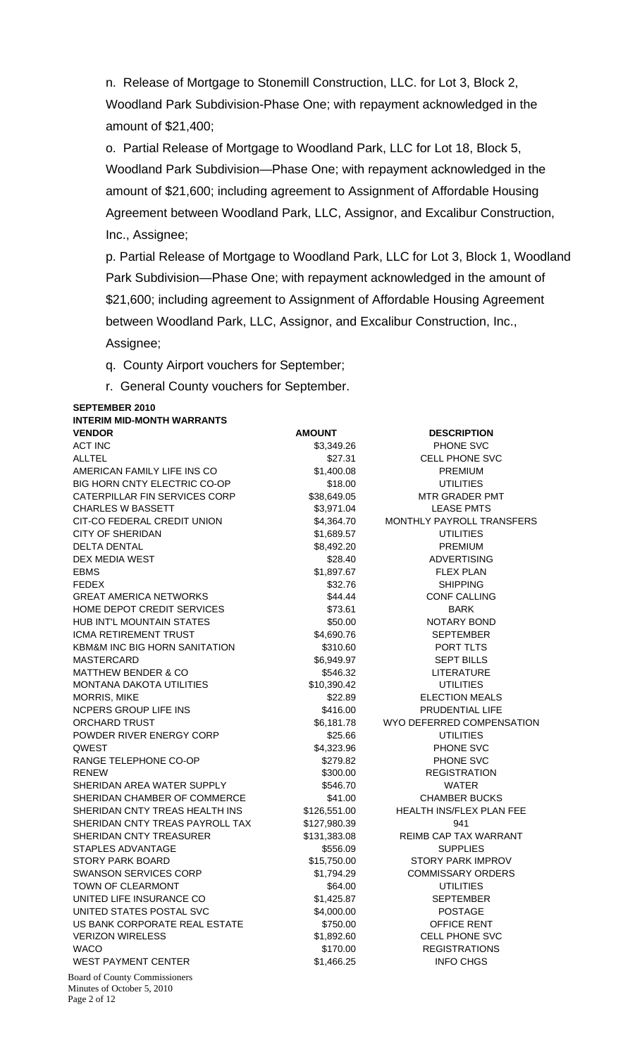n. Release of Mortgage to Stonemill Construction, LLC. for Lot 3, Block 2, Woodland Park Subdivision-Phase One; with repayment acknowledged in the amount of $21,400;

o. Partial Release of Mortgage to Woodland Park, LLC for Lot 18, Block 5, Woodland Park Subdivision—Phase One; with repayment acknowledged in the amount of $21,600; including agreement to Assignment of Affordable Housing Agreement between Woodland Park, LLC, Assignor, and Excalibur Construction, Inc., Assignee;

p. Partial Release of Mortgage to Woodland Park, LLC for Lot 3, Block 1, Woodland Park Subdivision—Phase One; with repayment acknowledged in the amount of $21,600; including agreement to Assignment of Affordable Housing Agreement between Woodland Park, LLC, Assignor, and Excalibur Construction, Inc., Assignee;

q. County Airport vouchers for September;

r. General County vouchers for September.

**SEPTEMBER 2010**
**INTERIM MID-MONTH WARRANTS**

| VENDOR | AMOUNT | DESCRIPTION |
|---|---|---|
| ACT INC | $3,349.26 | PHONE SVC |
| ALLTEL | $27.31 | CELL PHONE SVC |
| AMERICAN FAMILY LIFE INS CO | $1,400.08 | PREMIUM |
| BIG HORN CNTY ELECTRIC CO-OP | $18.00 | UTILITIES |
| CATERPILLAR FIN SERVICES CORP | $38,649.05 | MTR GRADER PMT |
| CHARLES W BASSETT | $3,971.04 | LEASE PMTS |
| CIT-CO FEDERAL CREDIT UNION | $4,364.70 | MONTHLY PAYROLL TRANSFERS |
| CITY OF SHERIDAN | $1,689.57 | UTILITIES |
| DELTA DENTAL | $8,492.20 | PREMIUM |
| DEX MEDIA WEST | $28.40 | ADVERTISING |
| EBMS | $1,897.67 | FLEX PLAN |
| FEDEX | $32.76 | SHIPPING |
| GREAT AMERICA NETWORKS | $44.44 | CONF CALLING |
| HOME DEPOT CREDIT SERVICES | $73.61 | BARK |
| HUB INT'L MOUNTAIN STATES | $50.00 | NOTARY BOND |
| ICMA RETIREMENT TRUST | $4,690.76 | SEPTEMBER |
| KBM&M INC BIG HORN SANITATION | $310.60 | PORT TLTS |
| MASTERCARD | $6,949.97 | SEPT BILLS |
| MATTHEW BENDER & CO | $546.32 | LITERATURE |
| MONTANA DAKOTA UTILITIES | $10,390.42 | UTILITIES |
| MORRIS, MIKE | $22.89 | ELECTION MEALS |
| NCPERS GROUP LIFE INS | $416.00 | PRUDENTIAL LIFE |
| ORCHARD TRUST | $6,181.78 | WYO DEFERRED COMPENSATION |
| POWDER RIVER ENERGY CORP | $25.66 | UTILITIES |
| QWEST | $4,323.96 | PHONE SVC |
| RANGE TELEPHONE CO-OP | $279.82 | PHONE SVC |
| RENEW | $300.00 | REGISTRATION |
| SHERIDAN AREA WATER SUPPLY | $546.70 | WATER |
| SHERIDAN CHAMBER OF COMMERCE | $41.00 | CHAMBER BUCKS |
| SHERIDAN CNTY TREAS HEALTH INS | $126,551.00 | HEALTH INS/FLEX PLAN FEE |
| SHERIDAN CNTY TREAS PAYROLL TAX | $127,980.39 | 941 |
| SHERIDAN CNTY TREASURER | $131,383.08 | REIMB CAP TAX WARRANT |
| STAPLES ADVANTAGE | $556.09 | SUPPLIES |
| STORY PARK BOARD | $15,750.00 | STORY PARK IMPROV |
| SWANSON SERVICES CORP | $1,794.29 | COMMISSARY ORDERS |
| TOWN OF CLEARMONT | $64.00 | UTILITIES |
| UNITED LIFE INSURANCE CO | $1,425.87 | SEPTEMBER |
| UNITED STATES POSTAL SVC | $4,000.00 | POSTAGE |
| US BANK CORPORATE REAL ESTATE | $750.00 | OFFICE RENT |
| VERIZON WIRELESS | $1,892.60 | CELL PHONE SVC |
| WACO | $170.00 | REGISTRATIONS |
| WEST PAYMENT CENTER | $1,466.25 | INFO CHGS |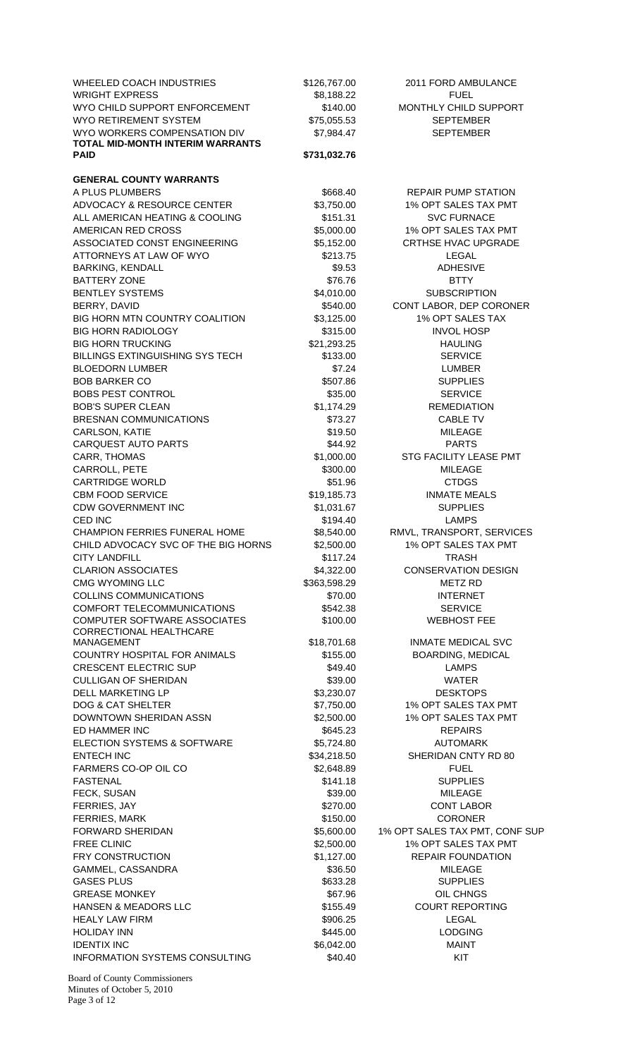| | | |
|---|---|---|
| WHEELED COACH INDUSTRIES | $126,767.00 | 2011 FORD AMBULANCE |
| WRIGHT EXPRESS | $8,188.22 | FUEL |
| WYO CHILD SUPPORT ENFORCEMENT | $140.00 | MONTHLY CHILD SUPPORT |
| WYO RETIREMENT SYSTEM | $75,055.53 | SEPTEMBER |
| WYO WORKERS COMPENSATION DIV | $7,984.47 | SEPTEMBER |
| **TOTAL MID-MONTH INTERIM WARRANTS PAID** | **$731,032.76** | |

**GENERAL COUNTY WARRANTS**

| | | |
|---|---|---|
| A PLUS PLUMBERS | $668.40 | REPAIR PUMP STATION |
| ADVOCACY & RESOURCE CENTER | $3,750.00 | 1% OPT SALES TAX PMT |
| ALL AMERICAN HEATING & COOLING | $151.31 | SVC FURNACE |
| AMERICAN RED CROSS | $5,000.00 | 1% OPT SALES TAX PMT |
| ASSOCIATED CONST ENGINEERING | $5,152.00 | CRTHSE HVAC UPGRADE |
| ATTORNEYS AT LAW OF WYO | $213.75 | LEGAL |
| BARKING, KENDALL | $9.53 | ADHESIVE |
| BATTERY ZONE | $76.76 | BTTY |
| BENTLEY SYSTEMS | $4,010.00 | SUBSCRIPTION |
| BERRY, DAVID | $540.00 | CONT LABOR, DEP CORONER |
| BIG HORN MTN COUNTRY COALITION | $3,125.00 | 1% OPT SALES TAX |
| BIG HORN RADIOLOGY | $315.00 | INVOL HOSP |
| BIG HORN TRUCKING | $21,293.25 | HAULING |
| BILLINGS EXTINGUISHING SYS TECH | $133.00 | SERVICE |
| BLOEDORN LUMBER | $7.24 | LUMBER |
| BOB BARKER CO | $507.86 | SUPPLIES |
| BOBS PEST CONTROL | $35.00 | SERVICE |
| BOB'S SUPER CLEAN | $1,174.29 | REMEDIATION |
| BRESNAN COMMUNICATIONS | $73.27 | CABLE TV |
| CARLSON, KATIE | $19.50 | MILEAGE |
| CARQUEST AUTO PARTS | $44.92 | PARTS |
| CARR, THOMAS | $1,000.00 | STG FACILITY LEASE PMT |
| CARROLL, PETE | $300.00 | MILEAGE |
| CARTRIDGE WORLD | $51.96 | CTDGS |
| CBM FOOD SERVICE | $19,185.73 | INMATE MEALS |
| CDW GOVERNMENT INC | $1,031.67 | SUPPLIES |
| CED INC | $194.40 | LAMPS |
| CHAMPION FERRIES FUNERAL HOME | $8,540.00 | RMVL, TRANSPORT, SERVICES |
| CHILD ADVOCACY SVC OF THE BIG HORNS | $2,500.00 | 1% OPT SALES TAX PMT |
| CITY LANDFILL | $117.24 | TRASH |
| CLARION ASSOCIATES | $4,322.00 | CONSERVATION DESIGN |
| CMG WYOMING LLC | $363,598.29 | METZ RD |
| COLLINS COMMUNICATIONS | $70.00 | INTERNET |
| COMFORT TELECOMMUNICATIONS | $542.38 | SERVICE |
| COMPUTER SOFTWARE ASSOCIATES | $100.00 | WEBHOST FEE |
| CORRECTIONAL HEALTHCARE MANAGEMENT | $18,701.68 | INMATE MEDICAL SVC |
| COUNTRY HOSPITAL FOR ANIMALS | $155.00 | BOARDING, MEDICAL |
| CRESCENT ELECTRIC SUP | $49.40 | LAMPS |
| CULLIGAN OF SHERIDAN | $39.00 | WATER |
| DELL MARKETING LP | $3,230.07 | DESKTOPS |
| DOG & CAT SHELTER | $7,750.00 | 1% OPT SALES TAX PMT |
| DOWNTOWN SHERIDAN ASSN | $2,500.00 | 1% OPT SALES TAX PMT |
| ED HAMMER INC | $645.23 | REPAIRS |
| ELECTION SYSTEMS & SOFTWARE | $5,724.80 | AUTOMARK |
| ENTECH INC | $34,218.50 | SHERIDAN CNTY RD 80 |
| FARMERS CO-OP OIL CO | $2,648.89 | FUEL |
| FASTENAL | $141.18 | SUPPLIES |
| FECK, SUSAN | $39.00 | MILEAGE |
| FERRIES, JAY | $270.00 | CONT LABOR |
| FERRIES, MARK | $150.00 | CORONER |
| FORWARD SHERIDAN | $5,600.00 | 1% OPT SALES TAX PMT, CONF SUP |
| FREE CLINIC | $2,500.00 | 1% OPT SALES TAX PMT |
| FRY CONSTRUCTION | $1,127.00 | REPAIR FOUNDATION |
| GAMMEL, CASSANDRA | $36.50 | MILEAGE |
| GASES PLUS | $633.28 | SUPPLIES |
| GREASE MONKEY | $67.96 | OIL CHNGS |
| HANSEN & MEADORS LLC | $155.49 | COURT REPORTING |
| HEALY LAW FIRM | $906.25 | LEGAL |
| HOLIDAY INN | $445.00 | LODGING |
| IDENTIX INC | $6,042.00 | MAINT |
| INFORMATION SYSTEMS CONSULTING | $40.40 | KIT |

Board of County Commissioners
Minutes of October 5, 2010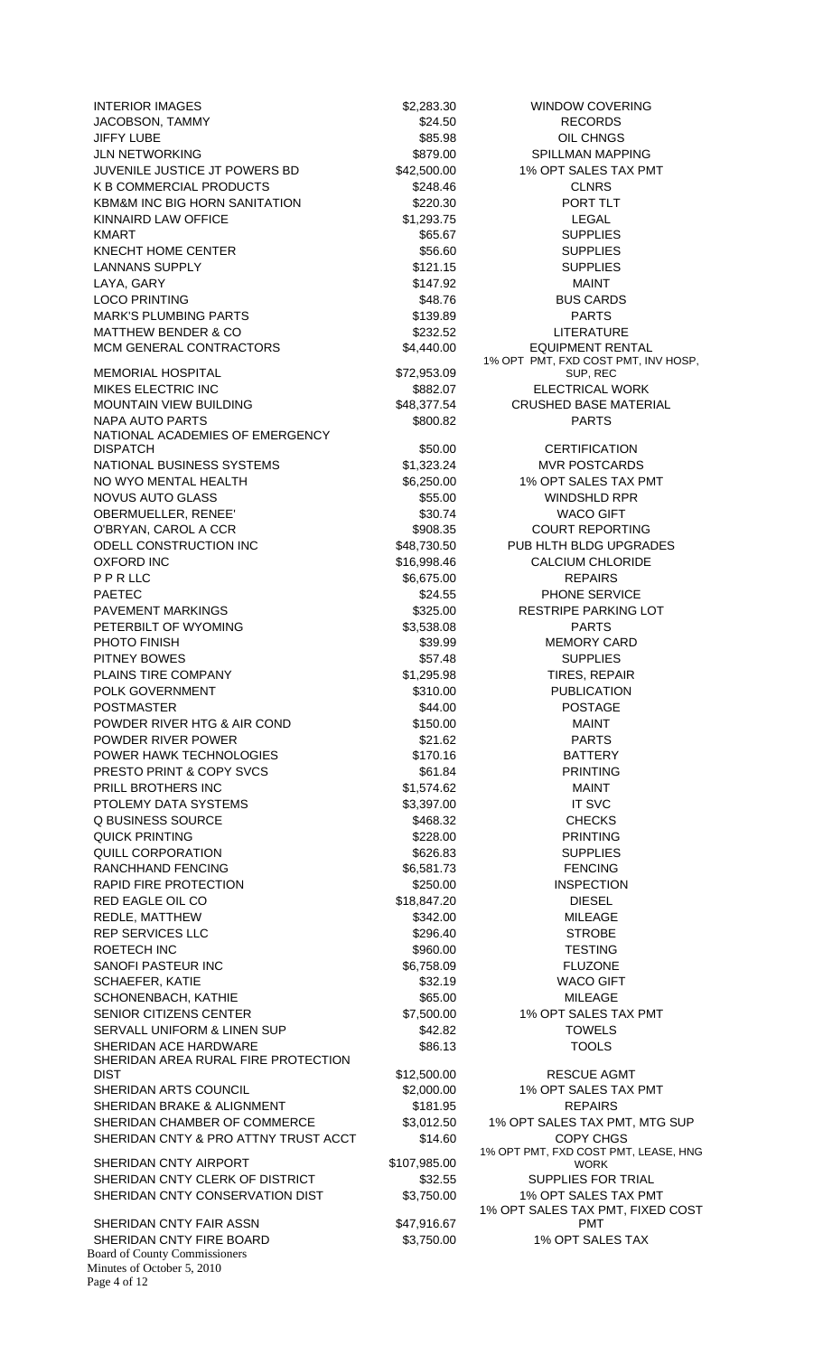| | | |
|---|---|---|
| INTERIOR IMAGES | $2,283.30 | WINDOW COVERING |
| JACOBSON, TAMMY | $24.50 | RECORDS |
| JIFFY LUBE | $85.98 | OIL CHNGS |
| JLN NETWORKING | $879.00 | SPILLMAN MAPPING |
| JUVENILE JUSTICE JT POWERS BD | $42,500.00 | 1% OPT SALES TAX PMT |
| K B COMMERCIAL PRODUCTS | $248.46 | CLNRS |
| KBM&M INC BIG HORN SANITATION | $220.30 | PORT TLT |
| KINNAIRD LAW OFFICE | $1,293.75 | LEGAL |
| KMART | $65.67 | SUPPLIES |
| KNECHT HOME CENTER | $56.60 | SUPPLIES |
| LANNANS SUPPLY | $121.15 | SUPPLIES |
| LAYA, GARY | $147.92 | MAINT |
| LOCO PRINTING | $48.76 | BUS CARDS |
| MARK'S PLUMBING PARTS | $139.89 | PARTS |
| MATTHEW BENDER & CO | $232.52 | LITERATURE |
| MCM GENERAL CONTRACTORS | $4,440.00 | EQUIPMENT RENTAL |
| MEMORIAL HOSPITAL | $72,953.09 | 1% OPT PMT, FXD COST PMT, INV HOSP, SUP, REC |
| MIKES ELECTRIC INC | $882.07 | ELECTRICAL WORK |
| MOUNTAIN VIEW BUILDING | $48,377.54 | CRUSHED BASE MATERIAL |
| NAPA AUTO PARTS | $800.82 | PARTS |
| NATIONAL ACADEMIES OF EMERGENCY DISPATCH | $50.00 | CERTIFICATION |
| NATIONAL BUSINESS SYSTEMS | $1,323.24 | MVR POSTCARDS |
| NO WYO MENTAL HEALTH | $6,250.00 | 1% OPT SALES TAX PMT |
| NOVUS AUTO GLASS | $55.00 | WINDSHLD RPR |
| OBERMUELLER, RENEE' | $30.74 | WACO GIFT |
| O'BRYAN, CAROL A CCR | $908.35 | COURT REPORTING |
| ODELL CONSTRUCTION INC | $48,730.50 | PUB HLTH BLDG UPGRADES |
| OXFORD INC | $16,998.46 | CALCIUM CHLORIDE |
| P P R LLC | $6,675.00 | REPAIRS |
| PAETEC | $24.55 | PHONE SERVICE |
| PAVEMENT MARKINGS | $325.00 | RESTRIPE PARKING LOT |
| PETERBILT OF WYOMING | $3,538.08 | PARTS |
| PHOTO FINISH | $39.99 | MEMORY CARD |
| PITNEY BOWES | $57.48 | SUPPLIES |
| PLAINS TIRE COMPANY | $1,295.98 | TIRES, REPAIR |
| POLK GOVERNMENT | $310.00 | PUBLICATION |
| POSTMASTER | $44.00 | POSTAGE |
| POWDER RIVER HTG & AIR COND | $150.00 | MAINT |
| POWDER RIVER POWER | $21.62 | PARTS |
| POWER HAWK TECHNOLOGIES | $170.16 | BATTERY |
| PRESTO PRINT & COPY SVCS | $61.84 | PRINTING |
| PRILL BROTHERS INC | $1,574.62 | MAINT |
| PTOLEMY DATA SYSTEMS | $3,397.00 | IT SVC |
| Q BUSINESS SOURCE | $468.32 | CHECKS |
| QUICK PRINTING | $228.00 | PRINTING |
| QUILL CORPORATION | $626.83 | SUPPLIES |
| RANCHHAND FENCING | $6,581.73 | FENCING |
| RAPID FIRE PROTECTION | $250.00 | INSPECTION |
| RED EAGLE OIL CO | $18,847.20 | DIESEL |
| REDLE, MATTHEW | $342.00 | MILEAGE |
| REP SERVICES LLC | $296.40 | STROBE |
| ROETECH INC | $960.00 | TESTING |
| SANOFI PASTEUR INC | $6,758.09 | FLUZONE |
| SCHAEFER, KATIE | $32.19 | WACO GIFT |
| SCHONENBACH, KATHIE | $65.00 | MILEAGE |
| SENIOR CITIZENS CENTER | $7,500.00 | 1% OPT SALES TAX PMT |
| SERVALL UNIFORM & LINEN SUP | $42.82 | TOWELS |
| SHERIDAN ACE HARDWARE | $86.13 | TOOLS |
| SHERIDAN AREA RURAL FIRE PROTECTION DIST | $12,500.00 | RESCUE AGMT |
| SHERIDAN ARTS COUNCIL | $2,000.00 | 1% OPT SALES TAX PMT |
| SHERIDAN BRAKE & ALIGNMENT | $181.95 | REPAIRS |
| SHERIDAN CHAMBER OF COMMERCE | $3,012.50 | 1% OPT SALES TAX PMT, MTG SUP |
| SHERIDAN CNTY & PRO ATTNY TRUST ACCT | $14.60 | COPY CHGS |
| SHERIDAN CNTY AIRPORT | $107,985.00 | 1% OPT PMT, FXD COST PMT, LEASE, HNG WORK |
| SHERIDAN CNTY CLERK OF DISTRICT | $32.55 | SUPPLIES FOR TRIAL |
| SHERIDAN CNTY CONSERVATION DIST | $3,750.00 | 1% OPT SALES TAX PMT |
| SHERIDAN CNTY FAIR ASSN | $47,916.67 | 1% OPT SALES TAX PMT, FIXED COST PMT |
| SHERIDAN CNTY FIRE BOARD | $3,750.00 | 1% OPT SALES TAX |

Board of County Commissioners
Minutes of October 5, 2010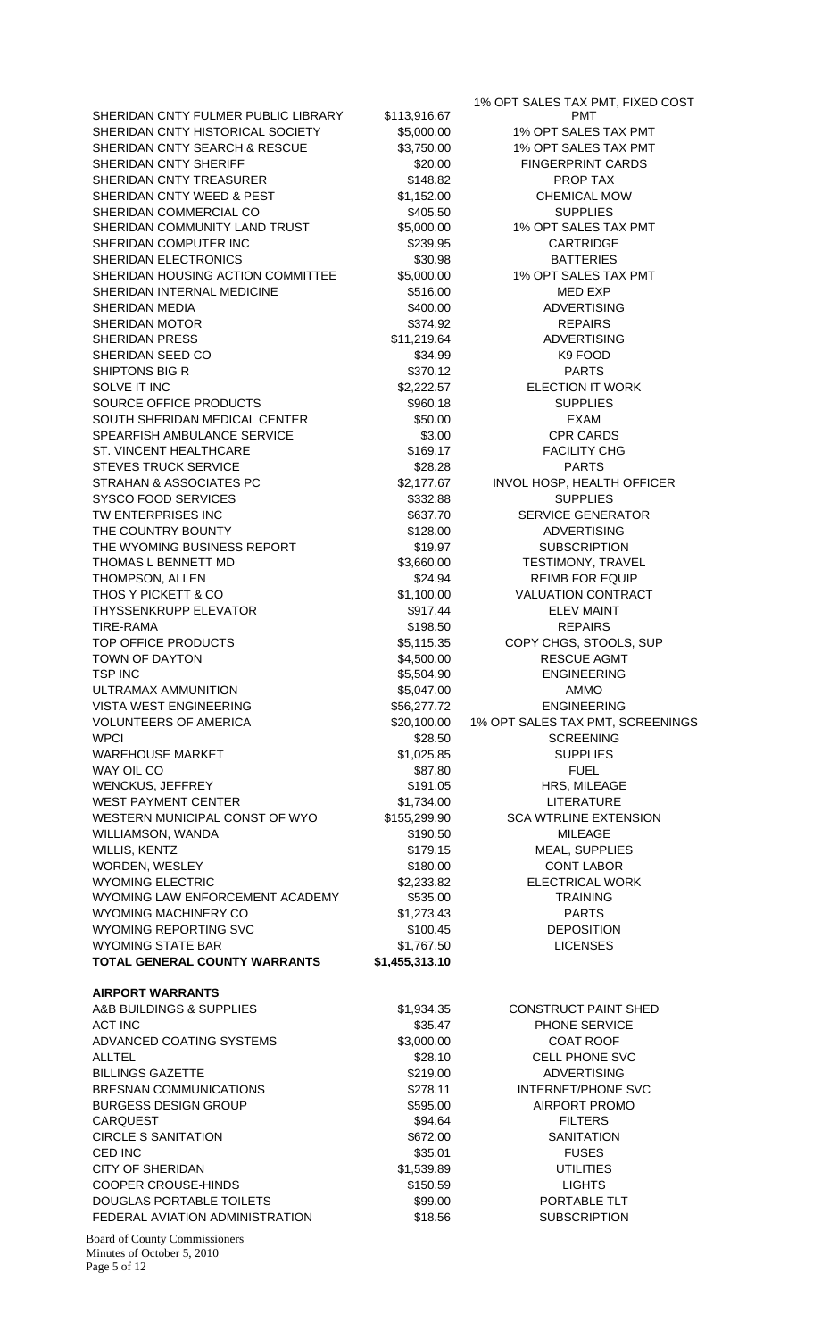| | | |
|---|---|---|
| SHERIDAN CNTY FULMER PUBLIC LIBRARY | $113,916.67 | 1% OPT SALES TAX PMT, FIXED COST PMT |
| SHERIDAN CNTY HISTORICAL SOCIETY | $5,000.00 | 1% OPT SALES TAX PMT |
| SHERIDAN CNTY SEARCH & RESCUE | $3,750.00 | 1% OPT SALES TAX PMT |
| SHERIDAN CNTY SHERIFF | $20.00 | FINGERPRINT CARDS |
| SHERIDAN CNTY TREASURER | $148.82 | PROP TAX |
| SHERIDAN CNTY WEED & PEST | $1,152.00 | CHEMICAL MOW |
| SHERIDAN COMMERCIAL CO | $405.50 | SUPPLIES |
| SHERIDAN COMMUNITY LAND TRUST | $5,000.00 | 1% OPT SALES TAX PMT |
| SHERIDAN COMPUTER INC | $239.95 | CARTRIDGE |
| SHERIDAN ELECTRONICS | $30.98 | BATTERIES |
| SHERIDAN HOUSING ACTION COMMITTEE | $5,000.00 | 1% OPT SALES TAX PMT |
| SHERIDAN INTERNAL MEDICINE | $516.00 | MED EXP |
| SHERIDAN MEDIA | $400.00 | ADVERTISING |
| SHERIDAN MOTOR | $374.92 | REPAIRS |
| SHERIDAN PRESS | $11,219.64 | ADVERTISING |
| SHERIDAN SEED CO | $34.99 | K9 FOOD |
| SHIPTONS BIG R | $370.12 | PARTS |
| SOLVE IT INC | $2,222.57 | ELECTION IT WORK |
| SOURCE OFFICE PRODUCTS | $960.18 | SUPPLIES |
| SOUTH SHERIDAN MEDICAL CENTER | $50.00 | EXAM |
| SPEARFISH AMBULANCE SERVICE | $3.00 | CPR CARDS |
| ST. VINCENT HEALTHCARE | $169.17 | FACILITY CHG |
| STEVES TRUCK SERVICE | $28.28 | PARTS |
| STRAHAN & ASSOCIATES PC | $2,177.67 | INVOL HOSP, HEALTH OFFICER |
| SYSCO FOOD SERVICES | $332.88 | SUPPLIES |
| TW ENTERPRISES INC | $637.70 | SERVICE GENERATOR |
| THE COUNTRY BOUNTY | $128.00 | ADVERTISING |
| THE WYOMING BUSINESS REPORT | $19.97 | SUBSCRIPTION |
| THOMAS L BENNETT MD | $3,660.00 | TESTIMONY, TRAVEL |
| THOMPSON, ALLEN | $24.94 | REIMB FOR EQUIP |
| THOS Y PICKETT & CO | $1,100.00 | VALUATION CONTRACT |
| THYSSENKRUPP ELEVATOR | $917.44 | ELEV MAINT |
| TIRE-RAMA | $198.50 | REPAIRS |
| TOP OFFICE PRODUCTS | $5,115.35 | COPY CHGS, STOOLS, SUP |
| TOWN OF DAYTON | $4,500.00 | RESCUE AGMT |
| TSP INC | $5,504.90 | ENGINEERING |
| ULTRAMAX AMMUNITION | $5,047.00 | AMMO |
| VISTA WEST ENGINEERING | $56,277.72 | ENGINEERING |
| VOLUNTEERS OF AMERICA | $20,100.00 | 1% OPT SALES TAX PMT, SCREENINGS |
| WPCI | $28.50 | SCREENING |
| WAREHOUSE MARKET | $1,025.85 | SUPPLIES |
| WAY OIL CO | $87.80 | FUEL |
| WENCKUS, JEFFREY | $191.05 | HRS, MILEAGE |
| WEST PAYMENT CENTER | $1,734.00 | LITERATURE |
| WESTERN MUNICIPAL CONST OF WYO | $155,299.90 | SCA WTRLINE EXTENSION |
| WILLIAMSON, WANDA | $190.50 | MILEAGE |
| WILLIS, KENTZ | $179.15 | MEAL, SUPPLIES |
| WORDEN, WESLEY | $180.00 | CONT LABOR |
| WYOMING ELECTRIC | $2,233.82 | ELECTRICAL WORK |
| WYOMING LAW ENFORCEMENT ACADEMY | $535.00 | TRAINING |
| WYOMING MACHINERY CO | $1,273.43 | PARTS |
| WYOMING REPORTING SVC | $100.45 | DEPOSITION |
| WYOMING STATE BAR | $1,767.50 | LICENSES |
| **TOTAL GENERAL COUNTY WARRANTS** | **$1,455,313.10** | |

**AIRPORT WARRANTS**

| | | |
|---|---|---|
| A&B BUILDINGS & SUPPLIES | $1,934.35 | CONSTRUCT PAINT SHED |
| ACT INC | $35.47 | PHONE SERVICE |
| ADVANCED COATING SYSTEMS | $3,000.00 | COAT ROOF |
| ALLTEL | $28.10 | CELL PHONE SVC |
| BILLINGS GAZETTE | $219.00 | ADVERTISING |
| BRESNAN COMMUNICATIONS | $278.11 | INTERNET/PHONE SVC |
| BURGESS DESIGN GROUP | $595.00 | AIRPORT PROMO |
| CARQUEST | $94.64 | FILTERS |
| CIRCLE S SANITATION | $672.00 | SANITATION |
| CED INC | $35.01 | FUSES |
| CITY OF SHERIDAN | $1,539.89 | UTILITIES |
| COOPER CROUSE-HINDS | $150.59 | LIGHTS |
| DOUGLAS PORTABLE TOILETS | $99.00 | PORTABLE TLT |
| FEDERAL AVIATION ADMINISTRATION | $18.56 | SUBSCRIPTION |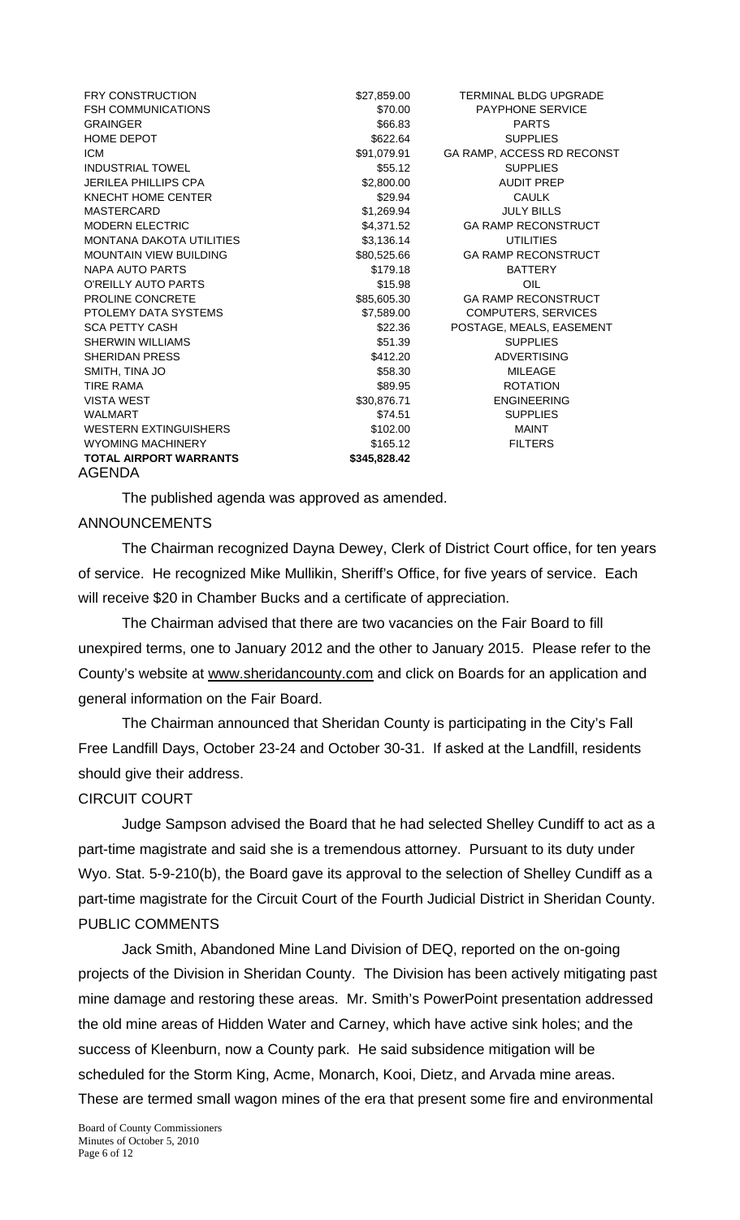| | | |
|---|---|---|
| FRY CONSTRUCTION | $27,859.00 | TERMINAL BLDG UPGRADE |
| FSH COMMUNICATIONS | $70.00 | PAYPHONE SERVICE |
| GRAINGER | $66.83 | PARTS |
| HOME DEPOT | $622.64 | SUPPLIES |
| ICM | $91,079.91 | GA RAMP, ACCESS RD RECONST |
| INDUSTRIAL TOWEL | $55.12 | SUPPLIES |
| JERILEA PHILLIPS CPA | $2,800.00 | AUDIT PREP |
| KNECHT HOME CENTER | $29.94 | CAULK |
| MASTERCARD | $1,269.94 | JULY BILLS |
| MODERN ELECTRIC | $4,371.52 | GA RAMP RECONSTRUCT |
| MONTANA DAKOTA UTILITIES | $3,136.14 | UTILITIES |
| MOUNTAIN VIEW BUILDING | $80,525.66 | GA RAMP RECONSTRUCT |
| NAPA AUTO PARTS | $179.18 | BATTERY |
| O'REILLY AUTO PARTS | $15.98 | OIL |
| PROLINE CONCRETE | $85,605.30 | GA RAMP RECONSTRUCT |
| PTOLEMY DATA SYSTEMS | $7,589.00 | COMPUTERS, SERVICES |
| SCA PETTY CASH | $22.36 | POSTAGE, MEALS, EASEMENT |
| SHERWIN WILLIAMS | $51.39 | SUPPLIES |
| SHERIDAN PRESS | $412.20 | ADVERTISING |
| SMITH, TINA JO | $58.30 | MILEAGE |
| TIRE RAMA | $89.95 | ROTATION |
| VISTA WEST | $30,876.71 | ENGINEERING |
| WALMART | $74.51 | SUPPLIES |
| WESTERN EXTINGUISHERS | $102.00 | MAINT |
| WYOMING MACHINERY | $165.12 | FILTERS |
| **TOTAL AIRPORT WARRANTS** | **$345,828.42** | |

AGENDA

The published agenda was approved as amended.

ANNOUNCEMENTS

The Chairman recognized Dayna Dewey, Clerk of District Court office, for ten years of service. He recognized Mike Mullikin, Sheriff's Office, for five years of service. Each will receive $20 in Chamber Bucks and a certificate of appreciation.

The Chairman advised that there are two vacancies on the Fair Board to fill unexpired terms, one to January 2012 and the other to January 2015. Please refer to the County's website at www.sheridancounty.com and click on Boards for an application and general information on the Fair Board.

The Chairman announced that Sheridan County is participating in the City's Fall Free Landfill Days, October 23-24 and October 30-31. If asked at the Landfill, residents should give their address.

CIRCUIT COURT

Judge Sampson advised the Board that he had selected Shelley Cundiff to act as a part-time magistrate and said she is a tremendous attorney. Pursuant to its duty under Wyo. Stat. 5-9-210(b), the Board gave its approval to the selection of Shelley Cundiff as a part-time magistrate for the Circuit Court of the Fourth Judicial District in Sheridan County.

PUBLIC COMMENTS

Jack Smith, Abandoned Mine Land Division of DEQ, reported on the on-going projects of the Division in Sheridan County. The Division has been actively mitigating past mine damage and restoring these areas. Mr. Smith's PowerPoint presentation addressed the old mine areas of Hidden Water and Carney, which have active sink holes; and the success of Kleenburn, now a County park. He said subsidence mitigation will be scheduled for the Storm King, Acme, Monarch, Kooi, Dietz, and Arvada mine areas. These are termed small wagon mines of the era that present some fire and environmental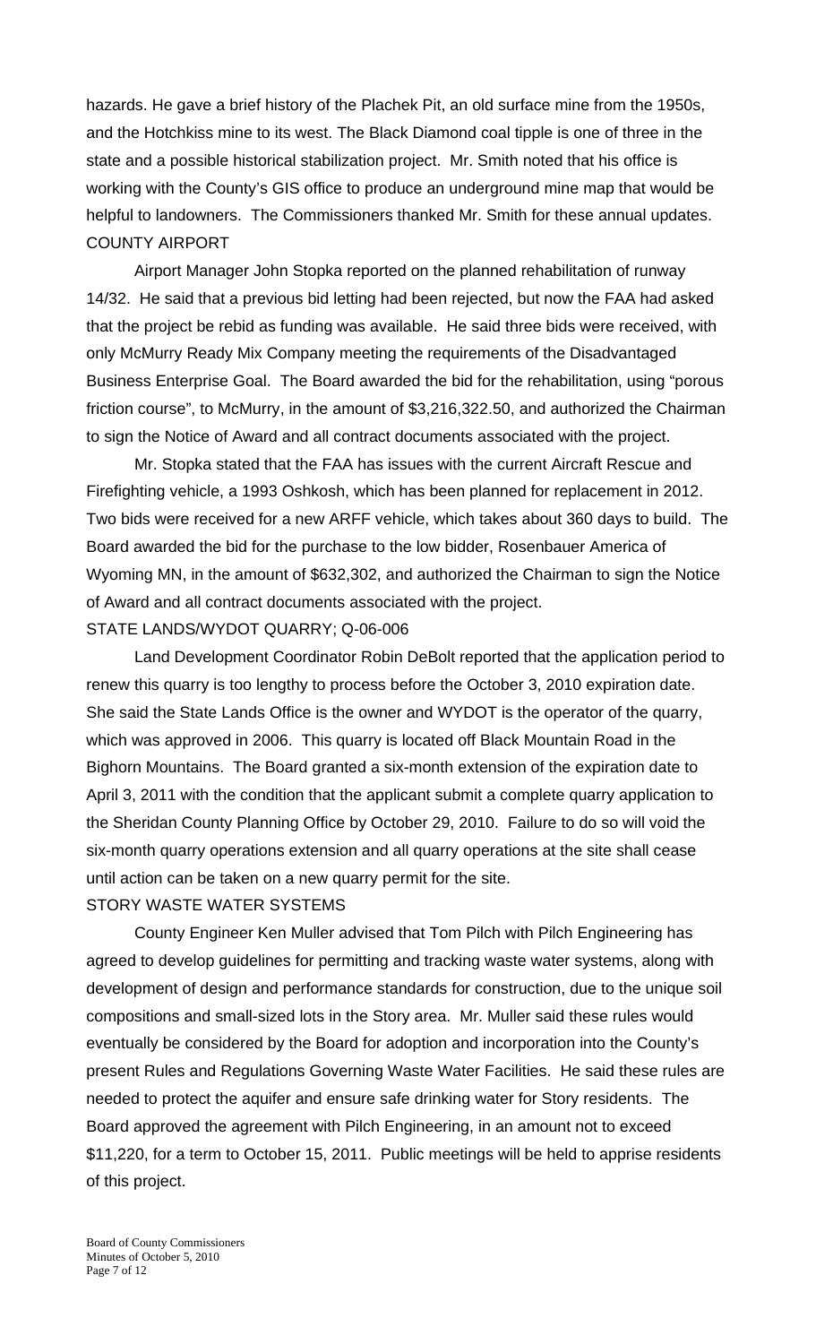hazards. He gave a brief history of the Plachek Pit, an old surface mine from the 1950s, and the Hotchkiss mine to its west. The Black Diamond coal tipple is one of three in the state and a possible historical stabilization project. Mr. Smith noted that his office is working with the County's GIS office to produce an underground mine map that would be helpful to landowners. The Commissioners thanked Mr. Smith for these annual updates.

## COUNTY AIRPORT

Airport Manager John Stopka reported on the planned rehabilitation of runway 14/32. He said that a previous bid letting had been rejected, but now the FAA had asked that the project be rebid as funding was available. He said three bids were received, with only McMurry Ready Mix Company meeting the requirements of the Disadvantaged Business Enterprise Goal. The Board awarded the bid for the rehabilitation, using "porous friction course", to McMurry, in the amount of $3,216,322.50, and authorized the Chairman to sign the Notice of Award and all contract documents associated with the project.

Mr. Stopka stated that the FAA has issues with the current Aircraft Rescue and Firefighting vehicle, a 1993 Oshkosh, which has been planned for replacement in 2012. Two bids were received for a new ARFF vehicle, which takes about 360 days to build. The Board awarded the bid for the purchase to the low bidder, Rosenbauer America of Wyoming MN, in the amount of $632,302, and authorized the Chairman to sign the Notice of Award and all contract documents associated with the project.

## STATE LANDS/WYDOT QUARRY; Q-06-006

Land Development Coordinator Robin DeBolt reported that the application period to renew this quarry is too lengthy to process before the October 3, 2010 expiration date. She said the State Lands Office is the owner and WYDOT is the operator of the quarry, which was approved in 2006. This quarry is located off Black Mountain Road in the Bighorn Mountains. The Board granted a six-month extension of the expiration date to April 3, 2011 with the condition that the applicant submit a complete quarry application to the Sheridan County Planning Office by October 29, 2010. Failure to do so will void the six-month quarry operations extension and all quarry operations at the site shall cease until action can be taken on a new quarry permit for the site.

## STORY WASTE WATER SYSTEMS

County Engineer Ken Muller advised that Tom Pilch with Pilch Engineering has agreed to develop guidelines for permitting and tracking waste water systems, along with development of design and performance standards for construction, due to the unique soil compositions and small-sized lots in the Story area. Mr. Muller said these rules would eventually be considered by the Board for adoption and incorporation into the County's present Rules and Regulations Governing Waste Water Facilities. He said these rules are needed to protect the aquifer and ensure safe drinking water for Story residents. The Board approved the agreement with Pilch Engineering, in an amount not to exceed $11,220, for a term to October 15, 2011. Public meetings will be held to apprise residents of this project.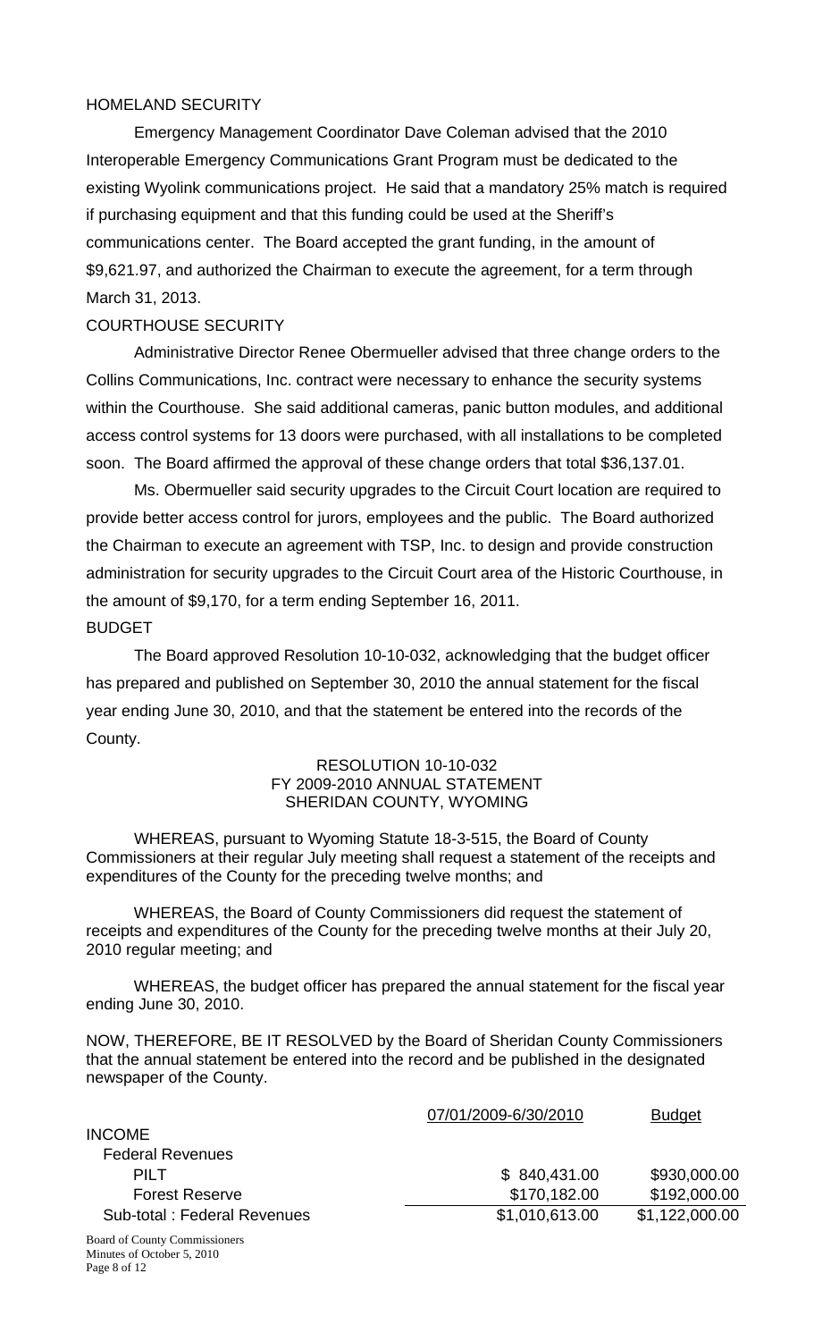HOMELAND SECURITY

Emergency Management Coordinator Dave Coleman advised that the 2010 Interoperable Emergency Communications Grant Program must be dedicated to the existing Wyolink communications project. He said that a mandatory 25% match is required if purchasing equipment and that this funding could be used at the Sheriff's communications center. The Board accepted the grant funding, in the amount of $9,621.97, and authorized the Chairman to execute the agreement, for a term through March 31, 2013.

COURTHOUSE SECURITY

Administrative Director Renee Obermueller advised that three change orders to the Collins Communications, Inc. contract were necessary to enhance the security systems within the Courthouse. She said additional cameras, panic button modules, and additional access control systems for 13 doors were purchased, with all installations to be completed soon. The Board affirmed the approval of these change orders that total $36,137.01.

Ms. Obermueller said security upgrades to the Circuit Court location are required to provide better access control for jurors, employees and the public. The Board authorized the Chairman to execute an agreement with TSP, Inc. to design and provide construction administration for security upgrades to the Circuit Court area of the Historic Courthouse, in the amount of $9,170, for a term ending September 16, 2011.

BUDGET

The Board approved Resolution 10-10-032, acknowledging that the budget officer has prepared and published on September 30, 2010 the annual statement for the fiscal year ending June 30, 2010, and that the statement be entered into the records of the County.

RESOLUTION 10-10-032
FY 2009-2010 ANNUAL STATEMENT
SHERIDAN COUNTY, WYOMING

WHEREAS, pursuant to Wyoming Statute 18-3-515, the Board of County Commissioners at their regular July meeting shall request a statement of the receipts and expenditures of the County for the preceding twelve months; and

WHEREAS, the Board of County Commissioners did request the statement of receipts and expenditures of the County for the preceding twelve months at their July 20, 2010 regular meeting; and

WHEREAS, the budget officer has prepared the annual statement for the fiscal year ending June 30, 2010.

NOW, THEREFORE, BE IT RESOLVED by the Board of Sheridan County Commissioners that the annual statement be entered into the record and be published in the designated newspaper of the County.

| | 07/01/2009-6/30/2010 | Budget |
|---|---|---|
| INCOME | | |
| Federal Revenues | | |
| PILT | $ 840,431.00 | $930,000.00 |
| Forest Reserve | $170,182.00 | $192,000.00 |
| Sub-total : Federal Revenues | $1,010,613.00 | $1,122,000.00 |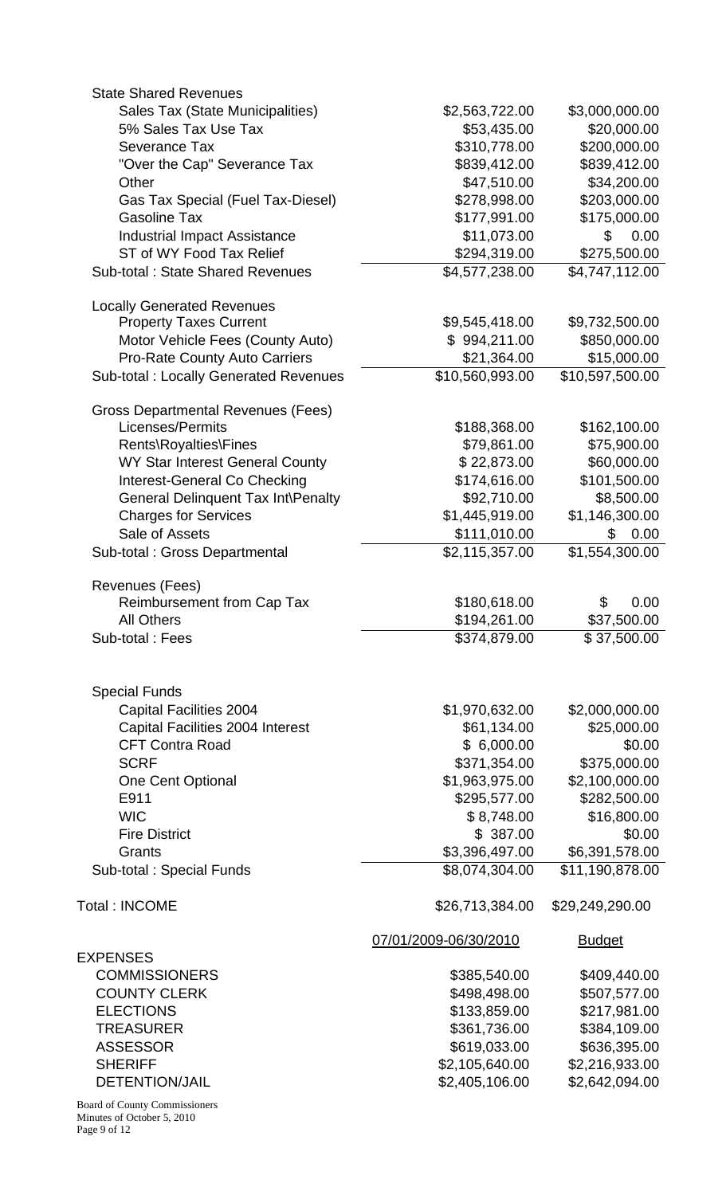| | | |
|---|---|---|
| **State Shared Revenues** | | |
| Sales Tax (State Municipalities) | $2,563,722.00 | $3,000,000.00 |
| 5% Sales Tax Use Tax | $53,435.00 | $20,000.00 |
| Severance Tax | $310,778.00 | $200,000.00 |
| "Over the Cap" Severance Tax | $839,412.00 | $839,412.00 |
| Other | $47,510.00 | $34,200.00 |
| Gas Tax Special (Fuel Tax-Diesel) | $278,998.00 | $203,000.00 |
| Gasoline Tax | $177,991.00 | $175,000.00 |
| Industrial Impact Assistance | $11,073.00 | $ 0.00 |
| ST of WY Food Tax Relief | $294,319.00 | $275,500.00 |
| Sub-total : State Shared Revenues | $4,577,238.00 | $4,747,112.00 |
| **Locally Generated Revenues** | | |
| Property Taxes Current | $9,545,418.00 | $9,732,500.00 |
| Motor Vehicle Fees (County Auto) | $ 994,211.00 | $850,000.00 |
| Pro-Rate County Auto Carriers | $21,364.00 | $15,000.00 |
| Sub-total : Locally Generated Revenues | $10,560,993.00 | $10,597,500.00 |
| **Gross Departmental Revenues (Fees)** | | |
| Licenses/Permits | $188,368.00 | $162,100.00 |
| Rents\Royalties\Fines | $79,861.00 | $75,900.00 |
| WY Star Interest General County | $ 22,873.00 | $60,000.00 |
| Interest-General Co Checking | $174,616.00 | $101,500.00 |
| General Delinquent Tax Int\Penalty | $92,710.00 | $8,500.00 |
| Charges for Services | $1,445,919.00 | $1,146,300.00 |
| Sale of Assets | $111,010.00 | $ 0.00 |
| Sub-total : Gross Departmental | $2,115,357.00 | $1,554,300.00 |
| **Revenues (Fees)** | | |
| Reimbursement from Cap Tax | $180,618.00 | $ 0.00 |
| All Others | $194,261.00 | $37,500.00 |
| Sub-total : Fees | $374,879.00 | $ 37,500.00 |
| **Special Funds** | | |
| Capital Facilities 2004 | $1,970,632.00 | $2,000,000.00 |
| Capital Facilities 2004 Interest | $61,134.00 | $25,000.00 |
| CFT Contra Road | $ 6,000.00 | $0.00 |
| SCRF | $371,354.00 | $375,000.00 |
| One Cent Optional | $1,963,975.00 | $2,100,000.00 |
| E911 | $295,577.00 | $282,500.00 |
| WIC | $ 8,748.00 | $16,800.00 |
| Fire District | $ 387.00 | $0.00 |
| Grants | $3,396,497.00 | $6,391,578.00 |
| Sub-total : Special Funds | $8,074,304.00 | $11,190,878.00 |
| Total : INCOME | $26,713,384.00 | $29,249,290.00 |

| EXPENSES | 07/01/2009-06/30/2010 | Budget |
|---|---|---|
| COMMISSIONERS | $385,540.00 | $409,440.00 |
| COUNTY CLERK | $498,498.00 | $507,577.00 |
| ELECTIONS | $133,859.00 | $217,981.00 |
| TREASURER | $361,736.00 | $384,109.00 |
| ASSESSOR | $619,033.00 | $636,395.00 |
| SHERIFF | $2,105,640.00 | $2,216,933.00 |
| DETENTION/JAIL | $2,405,106.00 | $2,642,094.00 |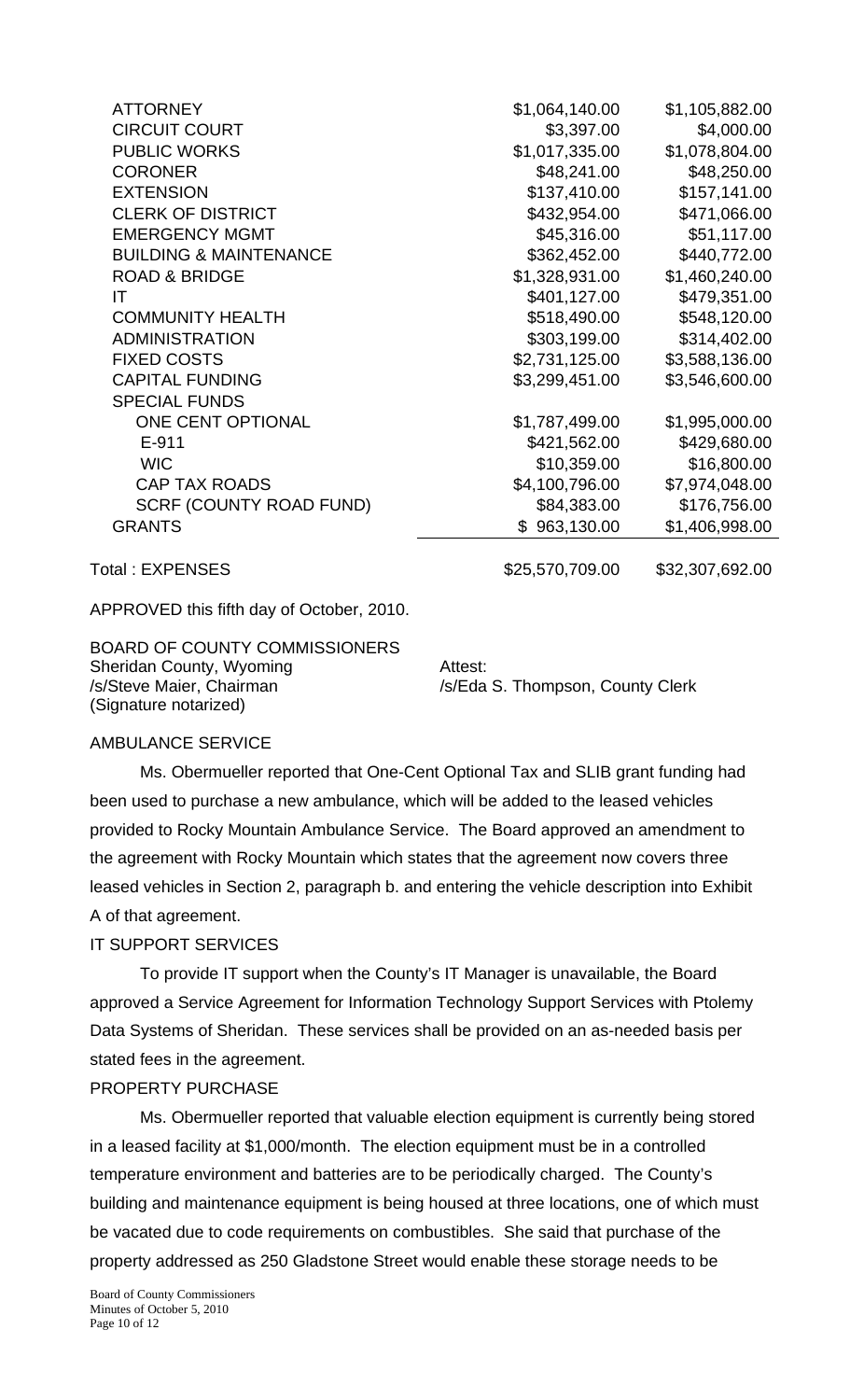| | | |
|---|---|---|
| ATTORNEY | $1,064,140.00 | $1,105,882.00 |
| CIRCUIT COURT | $3,397.00 | $4,000.00 |
| PUBLIC WORKS | $1,017,335.00 | $1,078,804.00 |
| CORONER | $48,241.00 | $48,250.00 |
| EXTENSION | $137,410.00 | $157,141.00 |
| CLERK OF DISTRICT | $432,954.00 | $471,066.00 |
| EMERGENCY MGMT | $45,316.00 | $51,117.00 |
| BUILDING & MAINTENANCE | $362,452.00 | $440,772.00 |
| ROAD & BRIDGE | $1,328,931.00 | $1,460,240.00 |
| IT | $401,127.00 | $479,351.00 |
| COMMUNITY HEALTH | $518,490.00 | $548,120.00 |
| ADMINISTRATION | $303,199.00 | $314,402.00 |
| FIXED COSTS | $2,731,125.00 | $3,588,136.00 |
| CAPITAL FUNDING | $3,299,451.00 | $3,546,600.00 |
| SPECIAL FUNDS | | |
| ONE CENT OPTIONAL | $1,787,499.00 | $1,995,000.00 |
| E-911 | $421,562.00 | $429,680.00 |
| WIC | $10,359.00 | $16,800.00 |
| CAP TAX ROADS | $4,100,796.00 | $7,974,048.00 |
| SCRF (COUNTY ROAD FUND) | $84,383.00 | $176,756.00 |
| GRANTS | $ 963,130.00 | $1,406,998.00 |
| Total : EXPENSES | $25,570,709.00 | $32,307,692.00 |

APPROVED this fifth day of October, 2010.

BOARD OF COUNTY COMMISSIONERS
Sheridan County, Wyoming
/s/Steve Maier, Chairman
(Signature notarized)

Attest:
/s/Eda S. Thompson, County Clerk

AMBULANCE SERVICE

Ms. Obermueller reported that One-Cent Optional Tax and SLIB grant funding had been used to purchase a new ambulance, which will be added to the leased vehicles provided to Rocky Mountain Ambulance Service. The Board approved an amendment to the agreement with Rocky Mountain which states that the agreement now covers three leased vehicles in Section 2, paragraph b. and entering the vehicle description into Exhibit A of that agreement.

IT SUPPORT SERVICES

To provide IT support when the County's IT Manager is unavailable, the Board approved a Service Agreement for Information Technology Support Services with Ptolemy Data Systems of Sheridan. These services shall be provided on an as-needed basis per stated fees in the agreement.

PROPERTY PURCHASE

Ms. Obermueller reported that valuable election equipment is currently being stored in a leased facility at $1,000/month. The election equipment must be in a controlled temperature environment and batteries are to be periodically charged. The County's building and maintenance equipment is being housed at three locations, one of which must be vacated due to code requirements on combustibles. She said that purchase of the property addressed as 250 Gladstone Street would enable these storage needs to be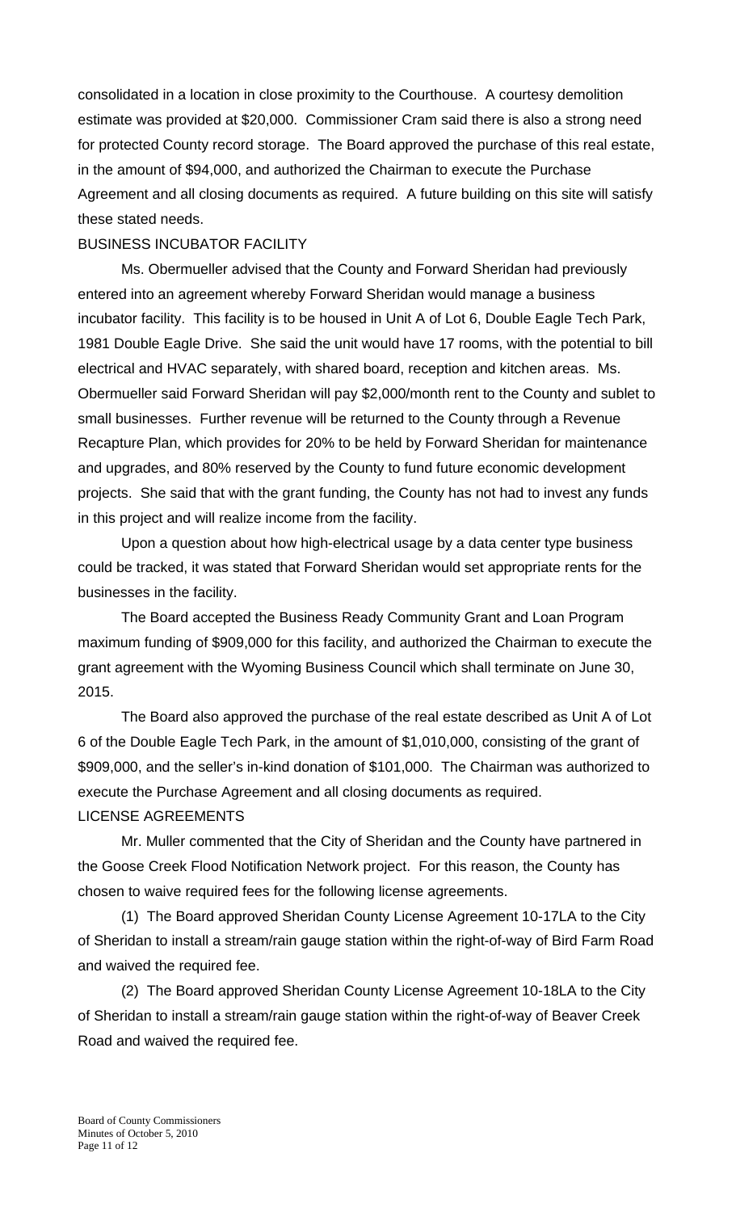consolidated in a location in close proximity to the Courthouse. A courtesy demolition estimate was provided at $20,000. Commissioner Cram said there is also a strong need for protected County record storage. The Board approved the purchase of this real estate, in the amount of $94,000, and authorized the Chairman to execute the Purchase Agreement and all closing documents as required. A future building on this site will satisfy these stated needs.

BUSINESS INCUBATOR FACILITY

Ms. Obermueller advised that the County and Forward Sheridan had previously entered into an agreement whereby Forward Sheridan would manage a business incubator facility. This facility is to be housed in Unit A of Lot 6, Double Eagle Tech Park, 1981 Double Eagle Drive. She said the unit would have 17 rooms, with the potential to bill electrical and HVAC separately, with shared board, reception and kitchen areas. Ms. Obermueller said Forward Sheridan will pay $2,000/month rent to the County and sublet to small businesses. Further revenue will be returned to the County through a Revenue Recapture Plan, which provides for 20% to be held by Forward Sheridan for maintenance and upgrades, and 80% reserved by the County to fund future economic development projects. She said that with the grant funding, the County has not had to invest any funds in this project and will realize income from the facility.

Upon a question about how high-electrical usage by a data center type business could be tracked, it was stated that Forward Sheridan would set appropriate rents for the businesses in the facility.

The Board accepted the Business Ready Community Grant and Loan Program maximum funding of $909,000 for this facility, and authorized the Chairman to execute the grant agreement with the Wyoming Business Council which shall terminate on June 30, 2015.

The Board also approved the purchase of the real estate described as Unit A of Lot 6 of the Double Eagle Tech Park, in the amount of $1,010,000, consisting of the grant of $909,000, and the seller's in-kind donation of $101,000. The Chairman was authorized to execute the Purchase Agreement and all closing documents as required.

LICENSE AGREEMENTS

Mr. Muller commented that the City of Sheridan and the County have partnered in the Goose Creek Flood Notification Network project. For this reason, the County has chosen to waive required fees for the following license agreements.

(1) The Board approved Sheridan County License Agreement 10-17LA to the City of Sheridan to install a stream/rain gauge station within the right-of-way of Bird Farm Road and waived the required fee.

(2) The Board approved Sheridan County License Agreement 10-18LA to the City of Sheridan to install a stream/rain gauge station within the right-of-way of Beaver Creek Road and waived the required fee.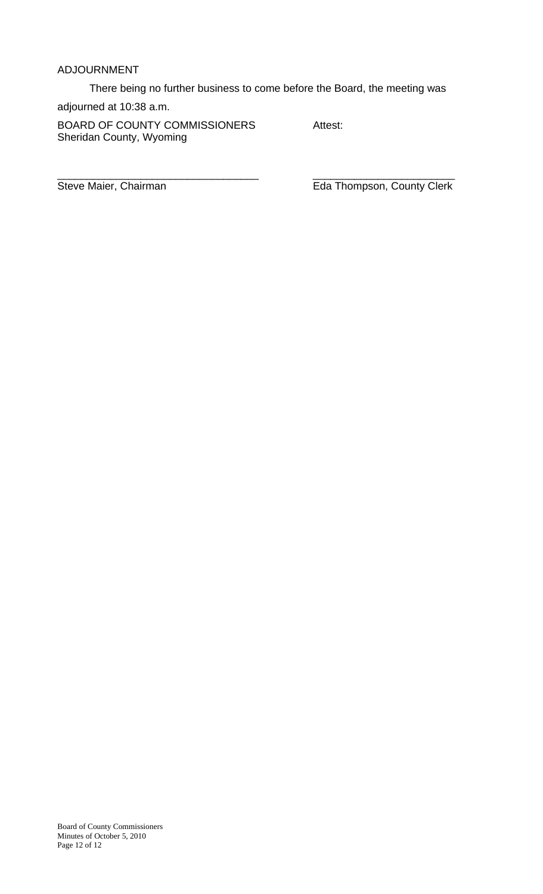ADJOURNMENT

There being no further business to come before the Board, the meeting was adjourned at 10:38 a.m.

BOARD OF COUNTY COMMISSIONERS
Sheridan County, Wyoming

Attest:

\_\_\_\_\_\_\_\_\_\_\_\_\_\_\_\_\_\_\_\_\_\_\_\_\_\_\_\_\_\_\_\_\_\_
Steve Maier, Chairman

\_\_\_\_\_\_\_\_\_\_\_\_\_\_\_\_\_\_\_\_\_\_\_\_
Eda Thompson, County Clerk